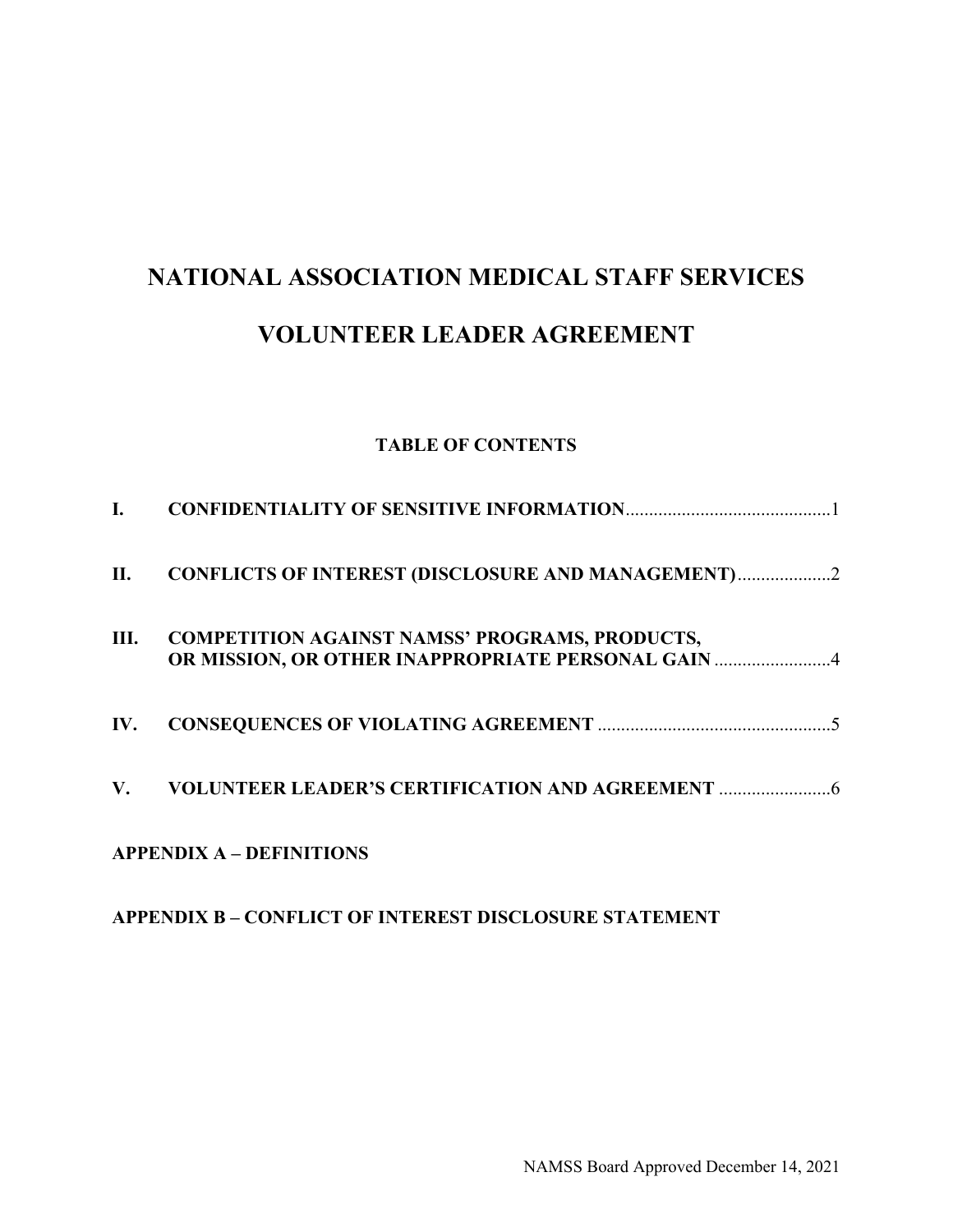# NATIONAL ASSOCIATION MEDICAL STAFF SERVICES

# VOLUNTEER LEADER AGREEMENT

## TABLE OF CONTENTS

| | | |
|---|---|---|
| **I.** | **CONFIDENTIALITY OF SENSITIVE INFORMATION** | 1 |
| **II.** | **CONFLICTS OF INTEREST (DISCLOSURE AND MANAGEMENT)** | 2 |
| **III.** | **COMPETITION AGAINST NAMSS' PROGRAMS, PRODUCTS, OR MISSION, OR OTHER INAPPROPRIATE PERSONAL GAIN** | 4 |
| **IV.** | **CONSEQUENCES OF VIOLATING AGREEMENT** | 5 |
| **V.** | **VOLUNTEER LEADER'S CERTIFICATION AND AGREEMENT** | 6 |

**APPENDIX A – DEFINITIONS**

**APPENDIX B – CONFLICT OF INTEREST DISCLOSURE STATEMENT**

NAMSS Board Approved December 14, 2021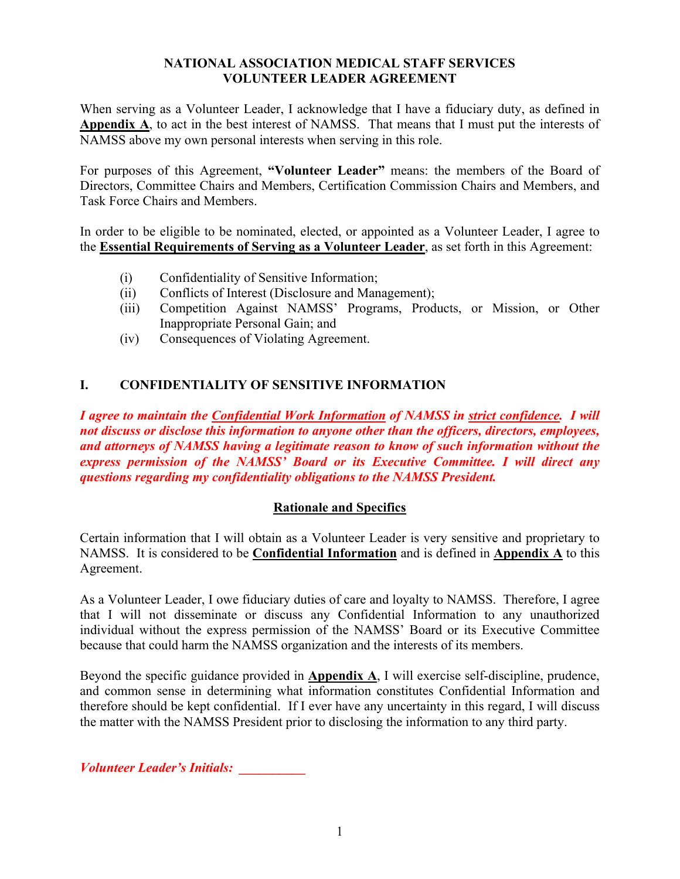**NATIONAL ASSOCIATION MEDICAL STAFF SERVICES**
**VOLUNTEER LEADER AGREEMENT**

When serving as a Volunteer Leader, I acknowledge that I have a fiduciary duty, as defined in **Appendix A**, to act in the best interest of NAMSS. That means that I must put the interests of NAMSS above my own personal interests when serving in this role.

For purposes of this Agreement, **"Volunteer Leader"** means: the members of the Board of Directors, Committee Chairs and Members, Certification Commission Chairs and Members, and Task Force Chairs and Members.

In order to be eligible to be nominated, elected, or appointed as a Volunteer Leader, I agree to the **Essential Requirements of Serving as a Volunteer Leader**, as set forth in this Agreement:

- (i) Confidentiality of Sensitive Information;
- (ii) Conflicts of Interest (Disclosure and Management);
- (iii) Competition Against NAMSS' Programs, Products, or Mission, or Other Inappropriate Personal Gain; and
- (iv) Consequences of Violating Agreement.

## I. CONFIDENTIALITY OF SENSITIVE INFORMATION

***I agree to maintain the Confidential Work Information of NAMSS in strict confidence. I will not discuss or disclose this information to anyone other than the officers, directors, employees, and attorneys of NAMSS having a legitimate reason to know of such information without the express permission of the NAMSS' Board or its Executive Committee. I will direct any questions regarding my confidentiality obligations to the NAMSS President.***

**Rationale and Specifics**

Certain information that I will obtain as a Volunteer Leader is very sensitive and proprietary to NAMSS. It is considered to be **Confidential Information** and is defined in **Appendix A** to this Agreement.

As a Volunteer Leader, I owe fiduciary duties of care and loyalty to NAMSS. Therefore, I agree that I will not disseminate or discuss any Confidential Information to any unauthorized individual without the express permission of the NAMSS' Board or its Executive Committee because that could harm the NAMSS organization and the interests of its members.

Beyond the specific guidance provided in **Appendix A**, I will exercise self-discipline, prudence, and common sense in determining what information constitutes Confidential Information and therefore should be kept confidential. If I ever have any uncertainty in this regard, I will discuss the matter with the NAMSS President prior to disclosing the information to any third party.

***Volunteer Leader's Initials:*** __________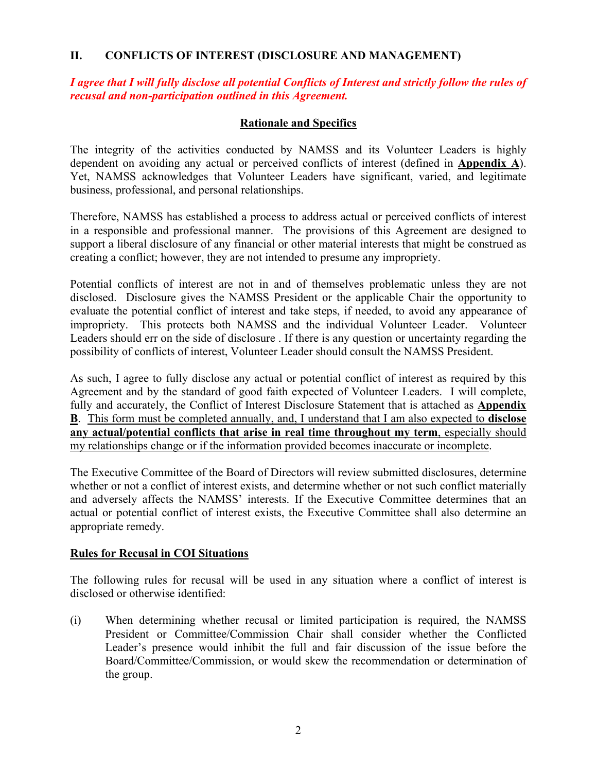## II. CONFLICTS OF INTEREST (DISCLOSURE AND MANAGEMENT)

***I agree that I will fully disclose all potential Conflicts of Interest and strictly follow the rules of recusal and non-participation outlined in this Agreement.***

### Rationale and Specifics

The integrity of the activities conducted by NAMSS and its Volunteer Leaders is highly dependent on avoiding any actual or perceived conflicts of interest (defined in **Appendix A**). Yet, NAMSS acknowledges that Volunteer Leaders have significant, varied, and legitimate business, professional, and personal relationships.

Therefore, NAMSS has established a process to address actual or perceived conflicts of interest in a responsible and professional manner. The provisions of this Agreement are designed to support a liberal disclosure of any financial or other material interests that might be construed as creating a conflict; however, they are not intended to presume any impropriety.

Potential conflicts of interest are not in and of themselves problematic unless they are not disclosed. Disclosure gives the NAMSS President or the applicable Chair the opportunity to evaluate the potential conflict of interest and take steps, if needed, to avoid any appearance of impropriety. This protects both NAMSS and the individual Volunteer Leader. Volunteer Leaders should err on the side of disclosure . If there is any question or uncertainty regarding the possibility of conflicts of interest, Volunteer Leader should consult the NAMSS President.

As such, I agree to fully disclose any actual or potential conflict of interest as required by this Agreement and by the standard of good faith expected of Volunteer Leaders. I will complete, fully and accurately, the Conflict of Interest Disclosure Statement that is attached as **Appendix B**. This form must be completed annually, and, I understand that I am also expected to **disclose any actual/potential conflicts that arise in real time throughout my term**, especially should my relationships change or if the information provided becomes inaccurate or incomplete.

The Executive Committee of the Board of Directors will review submitted disclosures, determine whether or not a conflict of interest exists, and determine whether or not such conflict materially and adversely affects the NAMSS' interests. If the Executive Committee determines that an actual or potential conflict of interest exists, the Executive Committee shall also determine an appropriate remedy.

### Rules for Recusal in COI Situations

The following rules for recusal will be used in any situation where a conflict of interest is disclosed or otherwise identified:

(i) When determining whether recusal or limited participation is required, the NAMSS President or Committee/Commission Chair shall consider whether the Conflicted Leader's presence would inhibit the full and fair discussion of the issue before the Board/Committee/Commission, or would skew the recommendation or determination of the group.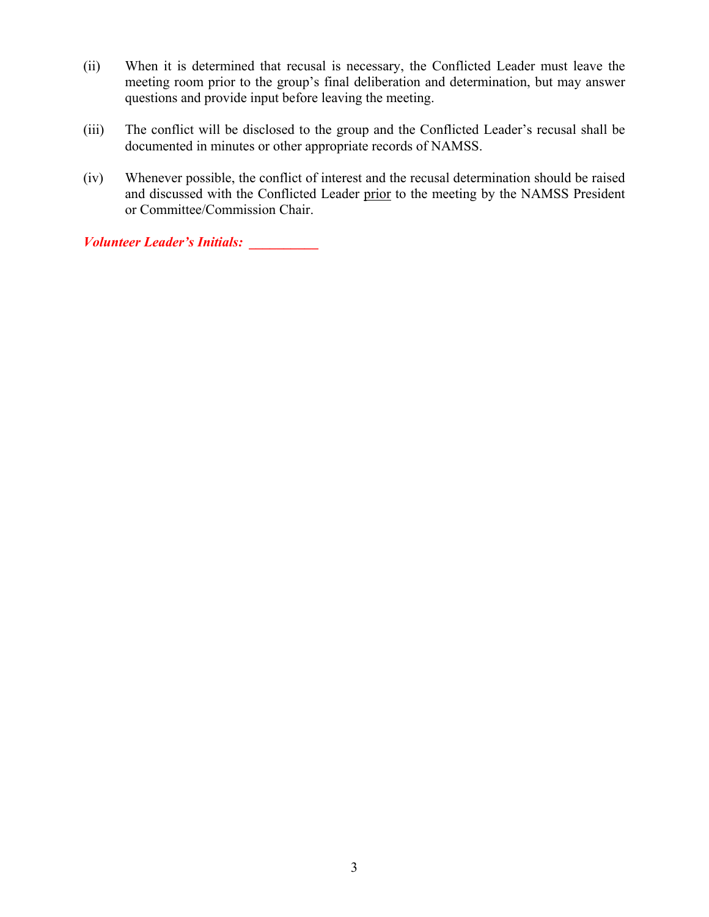(ii) When it is determined that recusal is necessary, the Conflicted Leader must leave the meeting room prior to the group's final deliberation and determination, but may answer questions and provide input before leaving the meeting.

(iii) The conflict will be disclosed to the group and the Conflicted Leader's recusal shall be documented in minutes or other appropriate records of NAMSS.

(iv) Whenever possible, the conflict of interest and the recusal determination should be raised and discussed with the Conflicted Leader <u>prior</u> to the meeting by the NAMSS President or Committee/Commission Chair.

***Volunteer Leader's Initials:*** __________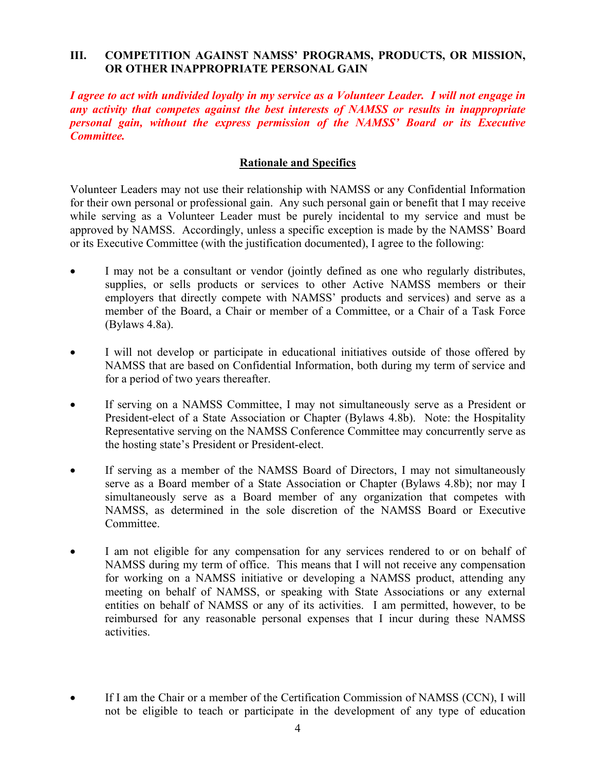## III. COMPETITION AGAINST NAMSS' PROGRAMS, PRODUCTS, OR MISSION, OR OTHER INAPPROPRIATE PERSONAL GAIN

***I agree to act with undivided loyalty in my service as a Volunteer Leader. I will not engage in any activity that competes against the best interests of NAMSS or results in inappropriate personal gain, without the express permission of the NAMSS' Board or its Executive Committee.***

**Rationale and Specifics**

Volunteer Leaders may not use their relationship with NAMSS or any Confidential Information for their own personal or professional gain. Any such personal gain or benefit that I may receive while serving as a Volunteer Leader must be purely incidental to my service and must be approved by NAMSS. Accordingly, unless a specific exception is made by the NAMSS' Board or its Executive Committee (with the justification documented), I agree to the following:

- I may not be a consultant or vendor (jointly defined as one who regularly distributes, supplies, or sells products or services to other Active NAMSS members or their employers that directly compete with NAMSS' products and services) and serve as a member of the Board, a Chair or member of a Committee, or a Chair of a Task Force (Bylaws 4.8a).

- I will not develop or participate in educational initiatives outside of those offered by NAMSS that are based on Confidential Information, both during my term of service and for a period of two years thereafter.

- If serving on a NAMSS Committee, I may not simultaneously serve as a President or President-elect of a State Association or Chapter (Bylaws 4.8b). Note: the Hospitality Representative serving on the NAMSS Conference Committee may concurrently serve as the hosting state's President or President-elect.

- If serving as a member of the NAMSS Board of Directors, I may not simultaneously serve as a Board member of a State Association or Chapter (Bylaws 4.8b); nor may I simultaneously serve as a Board member of any organization that competes with NAMSS, as determined in the sole discretion of the NAMSS Board or Executive Committee.

- I am not eligible for any compensation for any services rendered to or on behalf of NAMSS during my term of office. This means that I will not receive any compensation for working on a NAMSS initiative or developing a NAMSS product, attending any meeting on behalf of NAMSS, or speaking with State Associations or any external entities on behalf of NAMSS or any of its activities. I am permitted, however, to be reimbursed for any reasonable personal expenses that I incur during these NAMSS activities.

- If I am the Chair or a member of the Certification Commission of NAMSS (CCN), I will not be eligible to teach or participate in the development of any type of education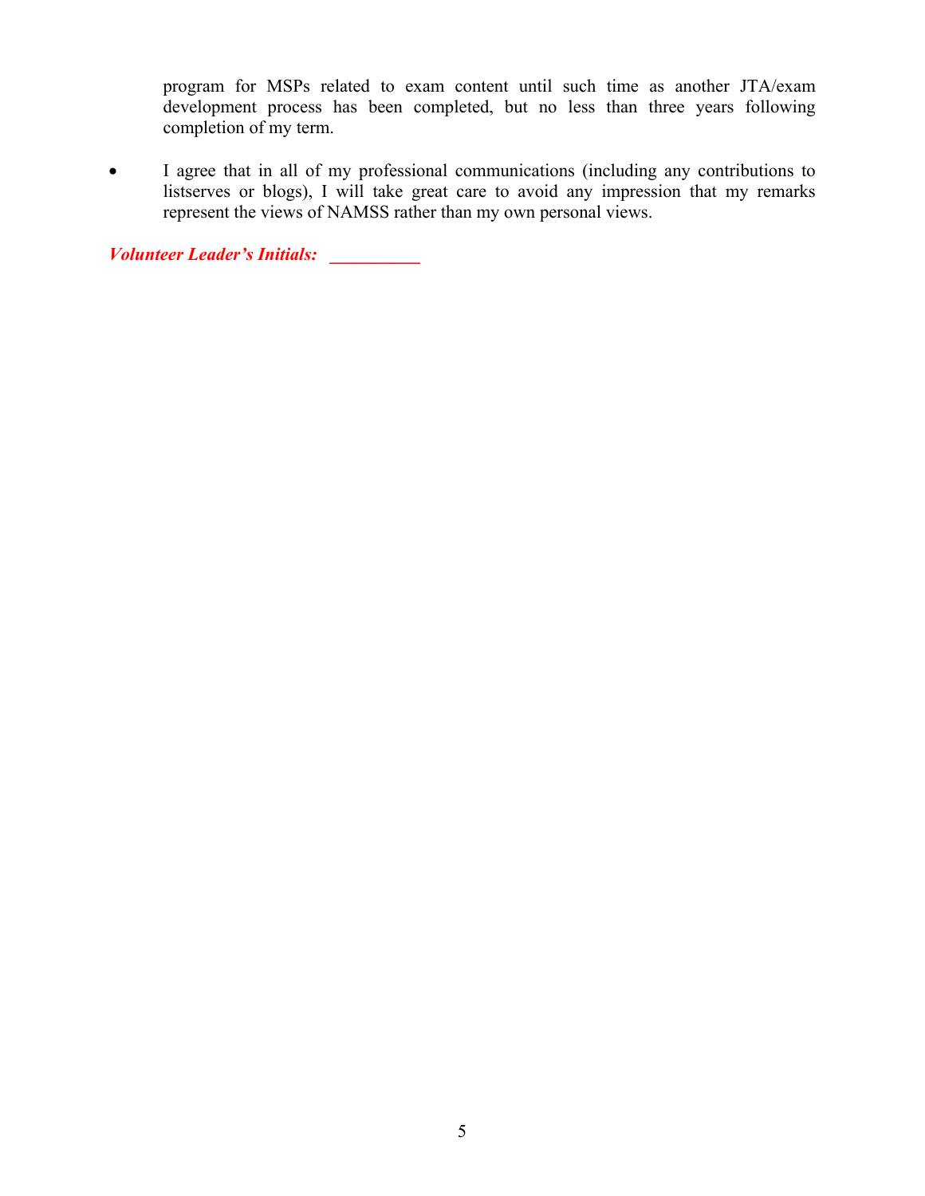program for MSPs related to exam content until such time as another JTA/exam development process has been completed, but no less than three years following completion of my term.

- I agree that in all of my professional communications (including any contributions to listserves or blogs), I will take great care to avoid any impression that my remarks represent the views of NAMSS rather than my own personal views.

***Volunteer Leader's Initials:*** __________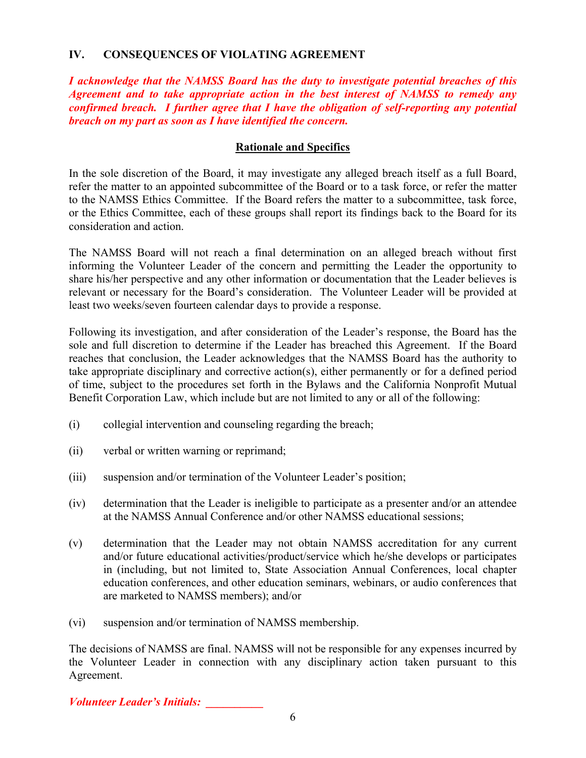## IV. CONSEQUENCES OF VIOLATING AGREEMENT

***I acknowledge that the NAMSS Board has the duty to investigate potential breaches of this Agreement and to take appropriate action in the best interest of NAMSS to remedy any confirmed breach. I further agree that I have the obligation of self-reporting any potential breach on my part as soon as I have identified the concern.***

**Rationale and Specifics**

In the sole discretion of the Board, it may investigate any alleged breach itself as a full Board, refer the matter to an appointed subcommittee of the Board or to a task force, or refer the matter to the NAMSS Ethics Committee. If the Board refers the matter to a subcommittee, task force, or the Ethics Committee, each of these groups shall report its findings back to the Board for its consideration and action.

The NAMSS Board will not reach a final determination on an alleged breach without first informing the Volunteer Leader of the concern and permitting the Leader the opportunity to share his/her perspective and any other information or documentation that the Leader believes is relevant or necessary for the Board's consideration. The Volunteer Leader will be provided at least two weeks/seven fourteen calendar days to provide a response.

Following its investigation, and after consideration of the Leader's response, the Board has the sole and full discretion to determine if the Leader has breached this Agreement. If the Board reaches that conclusion, the Leader acknowledges that the NAMSS Board has the authority to take appropriate disciplinary and corrective action(s), either permanently or for a defined period of time, subject to the procedures set forth in the Bylaws and the California Nonprofit Mutual Benefit Corporation Law, which include but are not limited to any or all of the following:

(i) collegial intervention and counseling regarding the breach;

(ii) verbal or written warning or reprimand;

(iii) suspension and/or termination of the Volunteer Leader's position;

(iv) determination that the Leader is ineligible to participate as a presenter and/or an attendee at the NAMSS Annual Conference and/or other NAMSS educational sessions;

(v) determination that the Leader may not obtain NAMSS accreditation for any current and/or future educational activities/product/service which he/she develops or participates in (including, but not limited to, State Association Annual Conferences, local chapter education conferences, and other education seminars, webinars, or audio conferences that are marketed to NAMSS members); and/or

(vi) suspension and/or termination of NAMSS membership.

The decisions of NAMSS are final. NAMSS will not be responsible for any expenses incurred by the Volunteer Leader in connection with any disciplinary action taken pursuant to this Agreement.

***Volunteer Leader's Initials:*** __________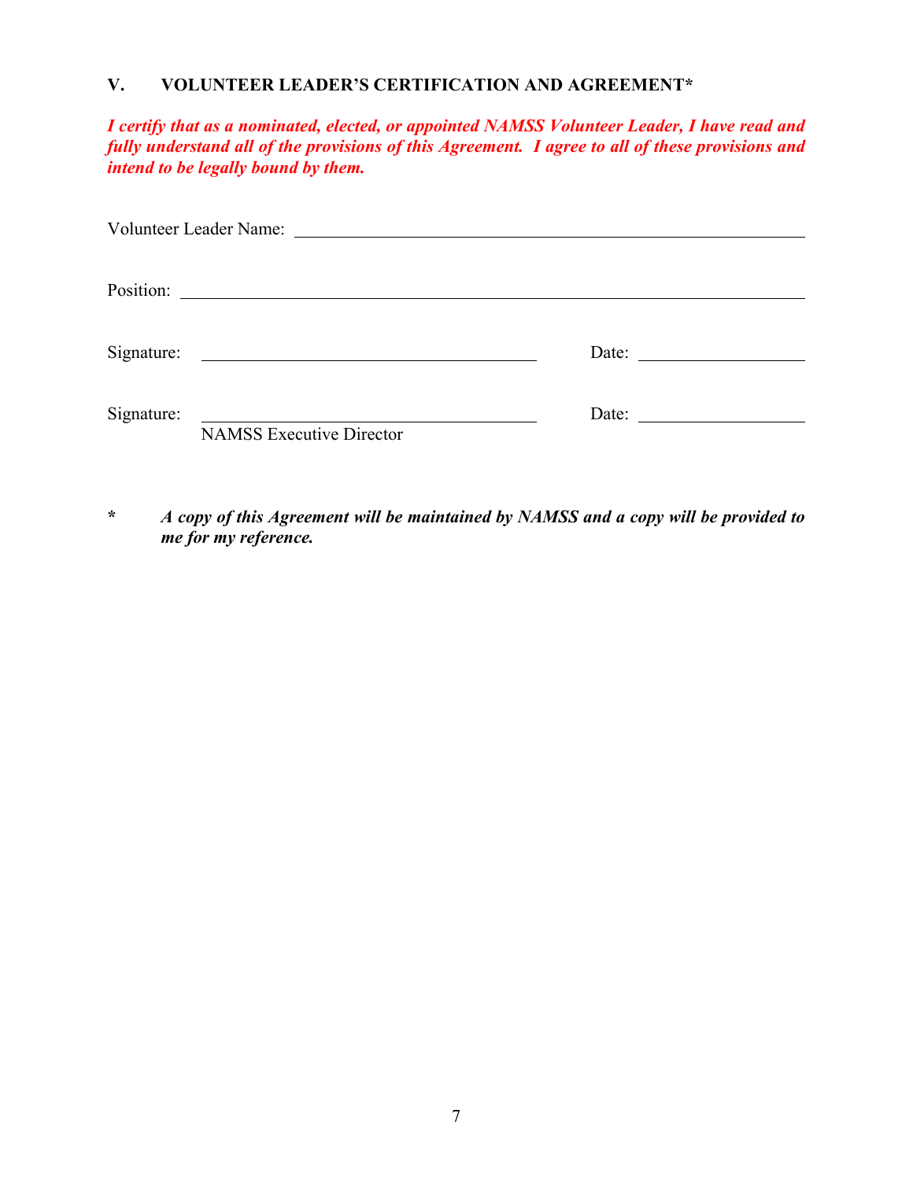## V. VOLUNTEER LEADER'S CERTIFICATION AND AGREEMENT*

***I certify that as a nominated, elected, or appointed NAMSS Volunteer Leader, I have read and fully understand all of the provisions of this Agreement. I agree to all of these provisions and intend to be legally bound by them.***

Volunteer Leader Name: ______________________________________________

Position: ______________________________________________

Signature: ______________________________ Date: ________________

Signature: ______________________________ Date: ________________
NAMSS Executive Director

\* ***A copy of this Agreement will be maintained by NAMSS and a copy will be provided to me for my reference.***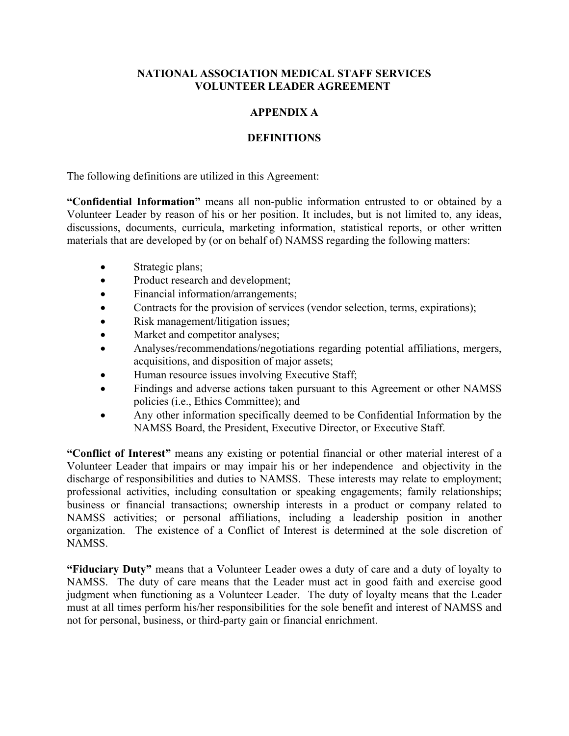**NATIONAL ASSOCIATION MEDICAL STAFF SERVICES**
**VOLUNTEER LEADER AGREEMENT**

**APPENDIX A**

**DEFINITIONS**

The following definitions are utilized in this Agreement:

**"Confidential Information"** means all non-public information entrusted to or obtained by a Volunteer Leader by reason of his or her position. It includes, but is not limited to, any ideas, discussions, documents, curricula, marketing information, statistical reports, or other written materials that are developed by (or on behalf of) NAMSS regarding the following matters:

- Strategic plans;
- Product research and development;
- Financial information/arrangements;
- Contracts for the provision of services (vendor selection, terms, expirations);
- Risk management/litigation issues;
- Market and competitor analyses;
- Analyses/recommendations/negotiations regarding potential affiliations, mergers, acquisitions, and disposition of major assets;
- Human resource issues involving Executive Staff;
- Findings and adverse actions taken pursuant to this Agreement or other NAMSS policies (i.e., Ethics Committee); and
- Any other information specifically deemed to be Confidential Information by the NAMSS Board, the President, Executive Director, or Executive Staff.

**"Conflict of Interest"** means any existing or potential financial or other material interest of a Volunteer Leader that impairs or may impair his or her independence and objectivity in the discharge of responsibilities and duties to NAMSS. These interests may relate to employment; professional activities, including consultation or speaking engagements; family relationships; business or financial transactions; ownership interests in a product or company related to NAMSS activities; or personal affiliations, including a leadership position in another organization. The existence of a Conflict of Interest is determined at the sole discretion of NAMSS.

**"Fiduciary Duty"** means that a Volunteer Leader owes a duty of care and a duty of loyalty to NAMSS. The duty of care means that the Leader must act in good faith and exercise good judgment when functioning as a Volunteer Leader. The duty of loyalty means that the Leader must at all times perform his/her responsibilities for the sole benefit and interest of NAMSS and not for personal, business, or third-party gain or financial enrichment.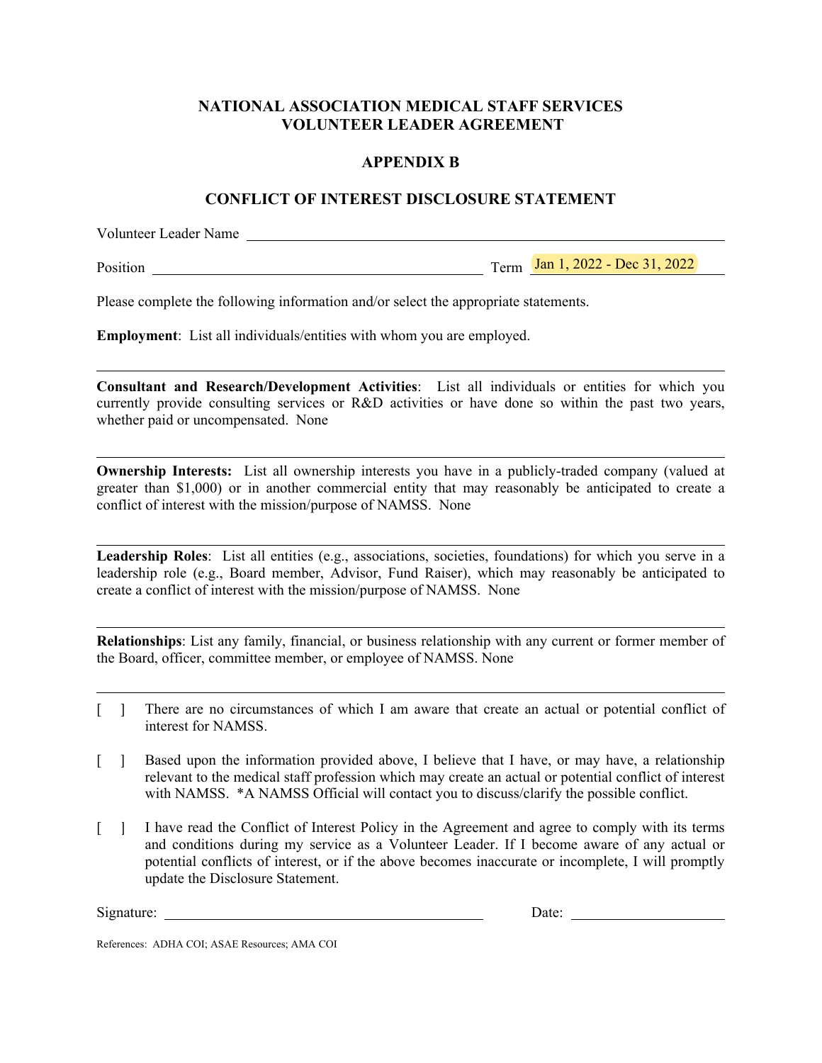**NATIONAL ASSOCIATION MEDICAL STAFF SERVICES**
**VOLUNTEER LEADER AGREEMENT**

**APPENDIX B**

**CONFLICT OF INTEREST DISCLOSURE STATEMENT**

Volunteer Leader Name ______________________________________________

Position ______________________________ Term Jan 1, 2022 - Dec 31, 2022

Please complete the following information and/or select the appropriate statements.

**Employment**: List all individuals/entities with whom you are employed.

---

**Consultant and Research/Development Activities**: List all individuals or entities for which you currently provide consulting services or R&D activities or have done so within the past two years, whether paid or uncompensated. None

---

**Ownership Interests:** List all ownership interests you have in a publicly-traded company (valued at greater than $1,000) or in another commercial entity that may reasonably be anticipated to create a conflict of interest with the mission/purpose of NAMSS. None

---

**Leadership Roles**: List all entities (e.g., associations, societies, foundations) for which you serve in a leadership role (e.g., Board member, Advisor, Fund Raiser), which may reasonably be anticipated to create a conflict of interest with the mission/purpose of NAMSS. None

---

**Relationships**: List any family, financial, or business relationship with any current or former member of the Board, officer, committee member, or employee of NAMSS. None

---

[ ] There are no circumstances of which I am aware that create an actual or potential conflict of interest for NAMSS.

[ ] Based upon the information provided above, I believe that I have, or may have, a relationship relevant to the medical staff profession which may create an actual or potential conflict of interest with NAMSS. *A NAMSS Official will contact you to discuss/clarify the possible conflict.

[ ] I have read the Conflict of Interest Policy in the Agreement and agree to comply with its terms and conditions during my service as a Volunteer Leader. If I become aware of any actual or potential conflicts of interest, or if the above becomes inaccurate or incomplete, I will promptly update the Disclosure Statement.

Signature: ______________________________ Date: ________________

References: ADHA COI; ASAE Resources; AMA COI